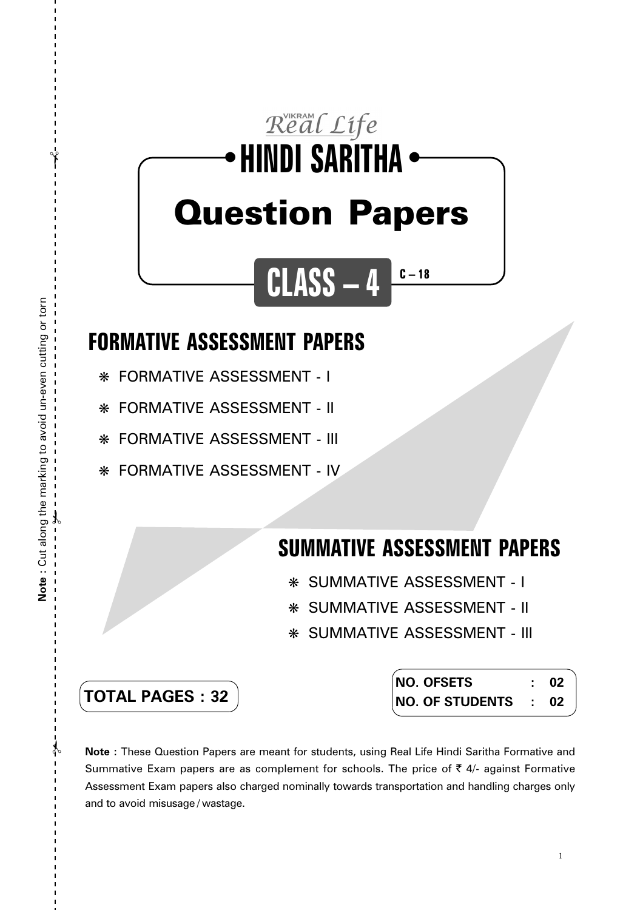VIKRAM Real Life

# HINDI SARITHA

# Question Papers

## CLASS – 4

C – 18

## FORMATIVE ASSESSMENT PAPERS

- FORMATIVE ASSESSMENT - I
- FORMATIVE ASSESSMENT - II
- FORMATIVE ASSESSMENT - III
- FORMATIVE ASSESSMENT - IV

## SUMMATIVE ASSESSMENT PAPERS

- SUMMATIVE ASSESSMENT - I
- SUMMATIVE ASSESSMENT - II
- SUMMATIVE ASSESSMENT - III

**TOTAL PAGES : 32**

| | | |
|---|---|---|
| **NO. OFSETS** | : | **02** |
| **NO. OF STUDENTS** | : | **02** |

**Note** : These Question Papers are meant for students, using Real Life Hindi Saritha Formative and Summative Exam papers are as complement for schools. The price of ₹ 4/- against Formative Assessment Exam papers also charged nominally towards transportation and handling charges only and to avoid misusage / wastage.

**Note** : Cut along the marking to avoid un-even cutting or torn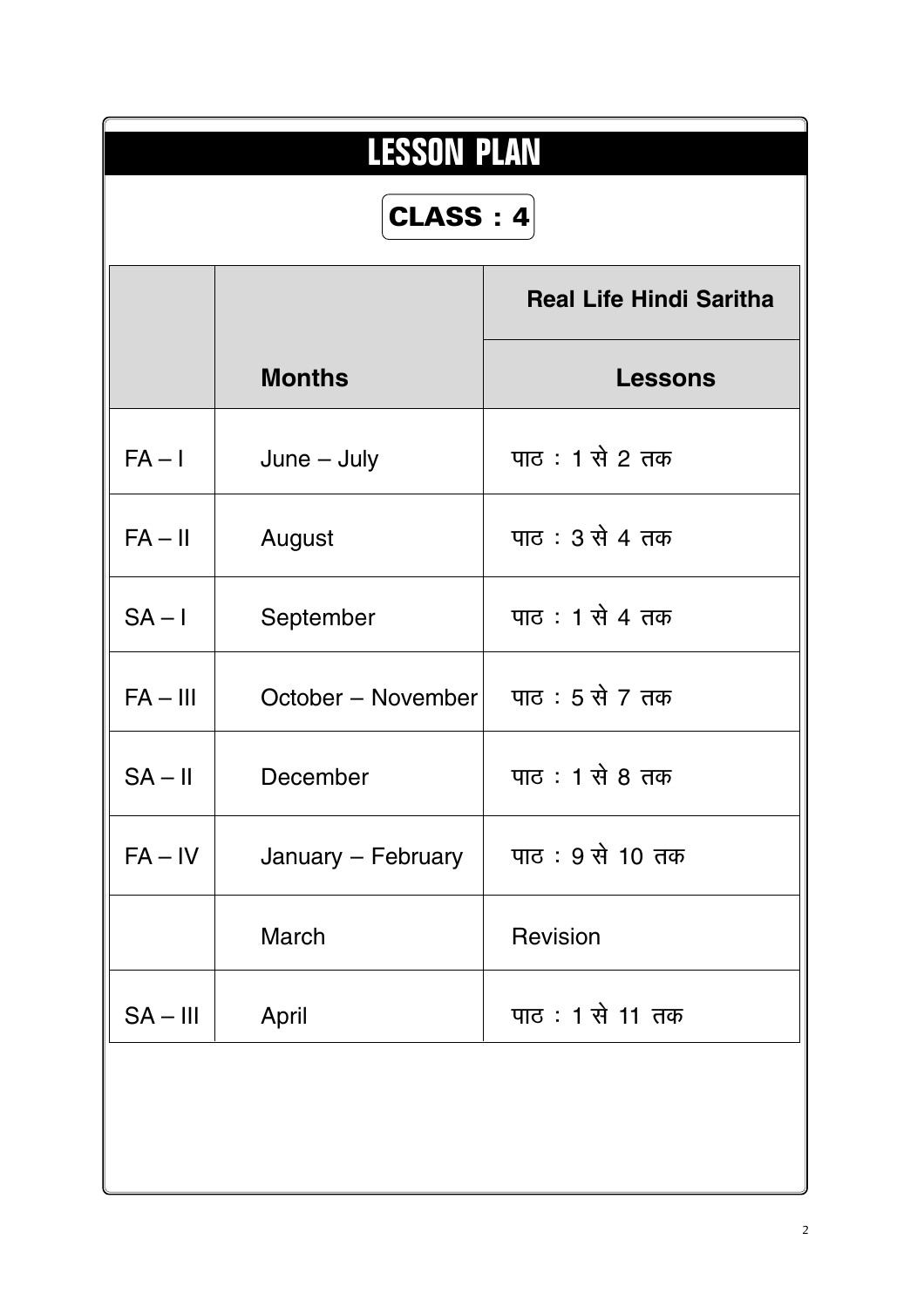# LESSON PLAN

## CLASS : 4

| | Months | Real Life Hindi Saritha<br>Lessons |
|---|---|---|
| FA – I | June – July | पाठ : 1 से 2 तक |
| FA – II | August | पाठ : 3 से 4 तक |
| SA – I | September | पाठ : 1 से 4 तक |
| FA – III | October – November | पाठ : 5 से 7 तक |
| SA – II | December | पाठ : 1 से 8 तक |
| FA – IV | January – February | पाठ : 9 से 10 तक |
| | March | Revision |
| SA – III | April | पाठ : 1 से 11 तक |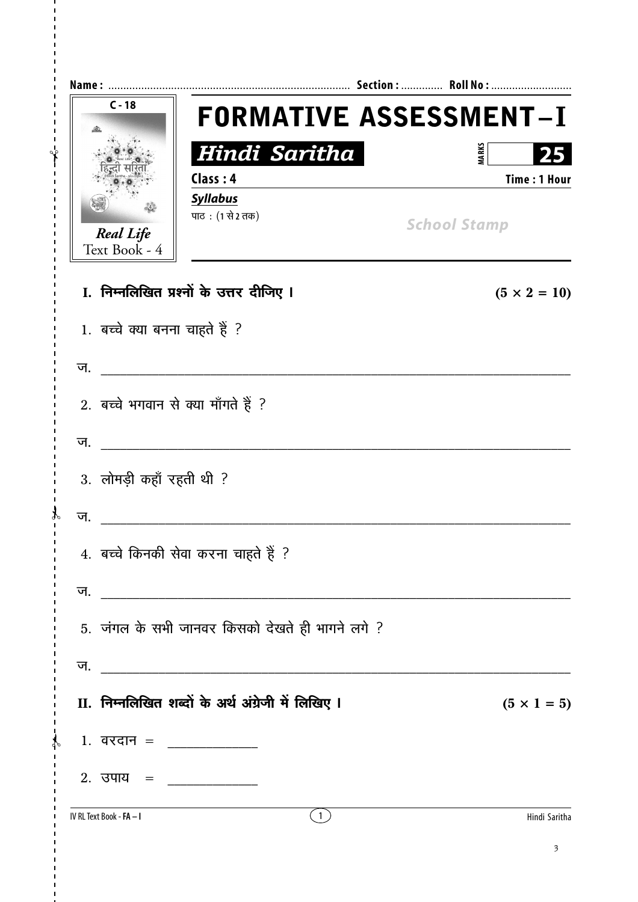**Name :** ................................................................................ **Section :** ............. **Roll No :** ..........................

C - 18

हिन्दी सरिता

*Real Life*
Text Book - 4

# FORMATIVE ASSESSMENT – I

## *Hindi Saritha*

MARKS **25**

**Class : 4** **Time : 1 Hour**

***Syllabus***

पाठ : (1 से 2 तक)

*School Stamp*

### I. निम्नलिखित प्रश्नों के उत्तर दीजिए । (5 × 2 = 10)

1. बच्चे क्या बनना चाहते हैं ?

ज. ______________________________________________________________

2. बच्चे भगवान से क्या माँगते हैं ?

ज. ______________________________________________________________

3. लोमड़ी कहाँ रहती थी ?

ज. ______________________________________________________________

4. बच्चे किनकी सेवा करना चाहते हैं ?

ज. ______________________________________________________________

5. जंगल के सभी जानवर किसको देखते ही भागने लगे ?

ज. ______________________________________________________________

### II. निम्नलिखित शब्दों के अर्थ अंग्रेजी में लिखिए । (5 × 1 = 5)

1. वरदान = ____________

2. उपाय = ____________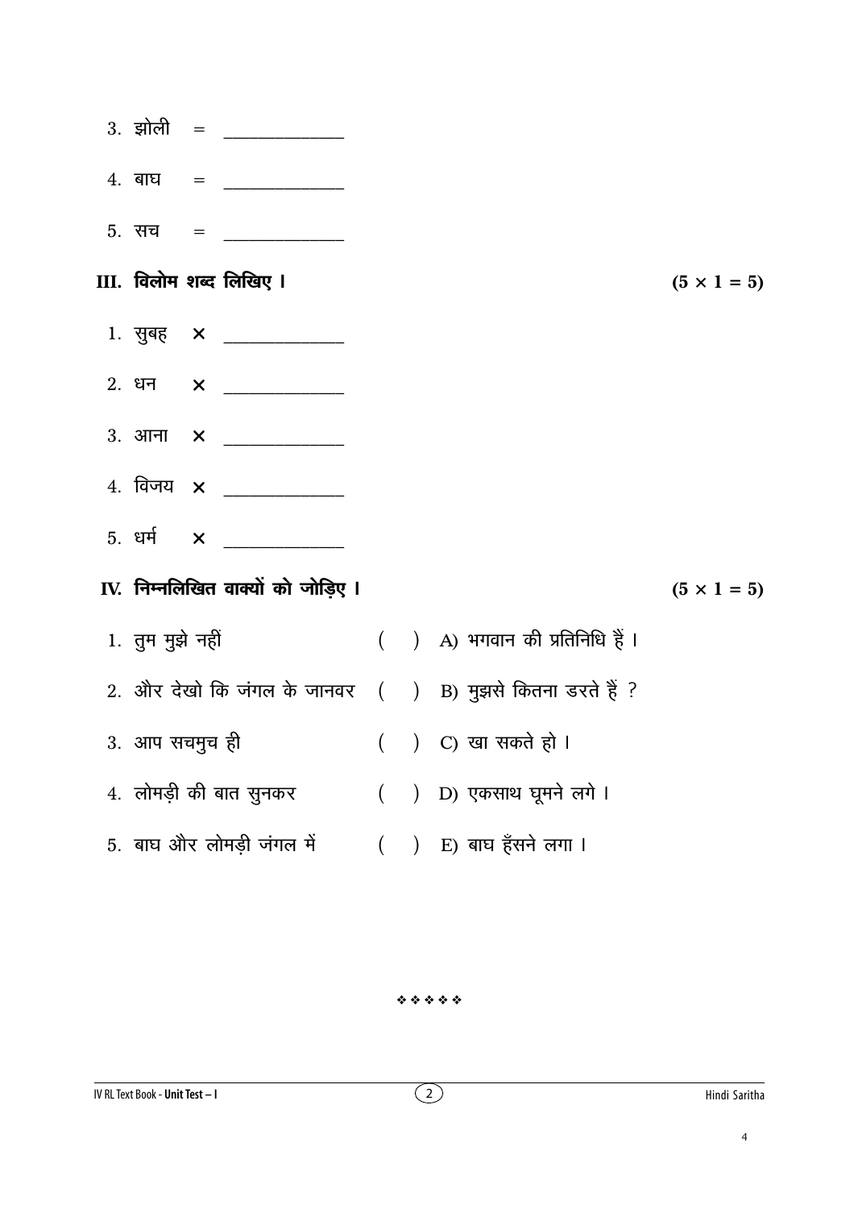3. झोली = _____________

4. बाघ = _____________

5. सच = _____________

## III. विलोम शब्द लिखिए । (5 × 1 = 5)

1. सुबह × _____________

2. धन × _____________

3. आना × _____________

4. विजय × _____________

5. धर्म × _____________

## IV. निम्नलिखित वाक्यों को जोड़िए । (5 × 1 = 5)

| | | |
|---|---|---|
| 1. तुम मुझे नहीं | ( ) | A) भगवान की प्रतिनिधि हैं । |
| 2. और देखो कि जंगल के जानवर | ( ) | B) मुझसे कितना डरते हैं ? |
| 3. आप सचमुच ही | ( ) | C) खा सकते हो । |
| 4. लोमड़ी की बात सुनकर | ( ) | D) एकसाथ घूमने लगे । |
| 5. बाघ और लोमड़ी जंगल में | ( ) | E) बाघ हँसने लगा । |

❖❖❖❖❖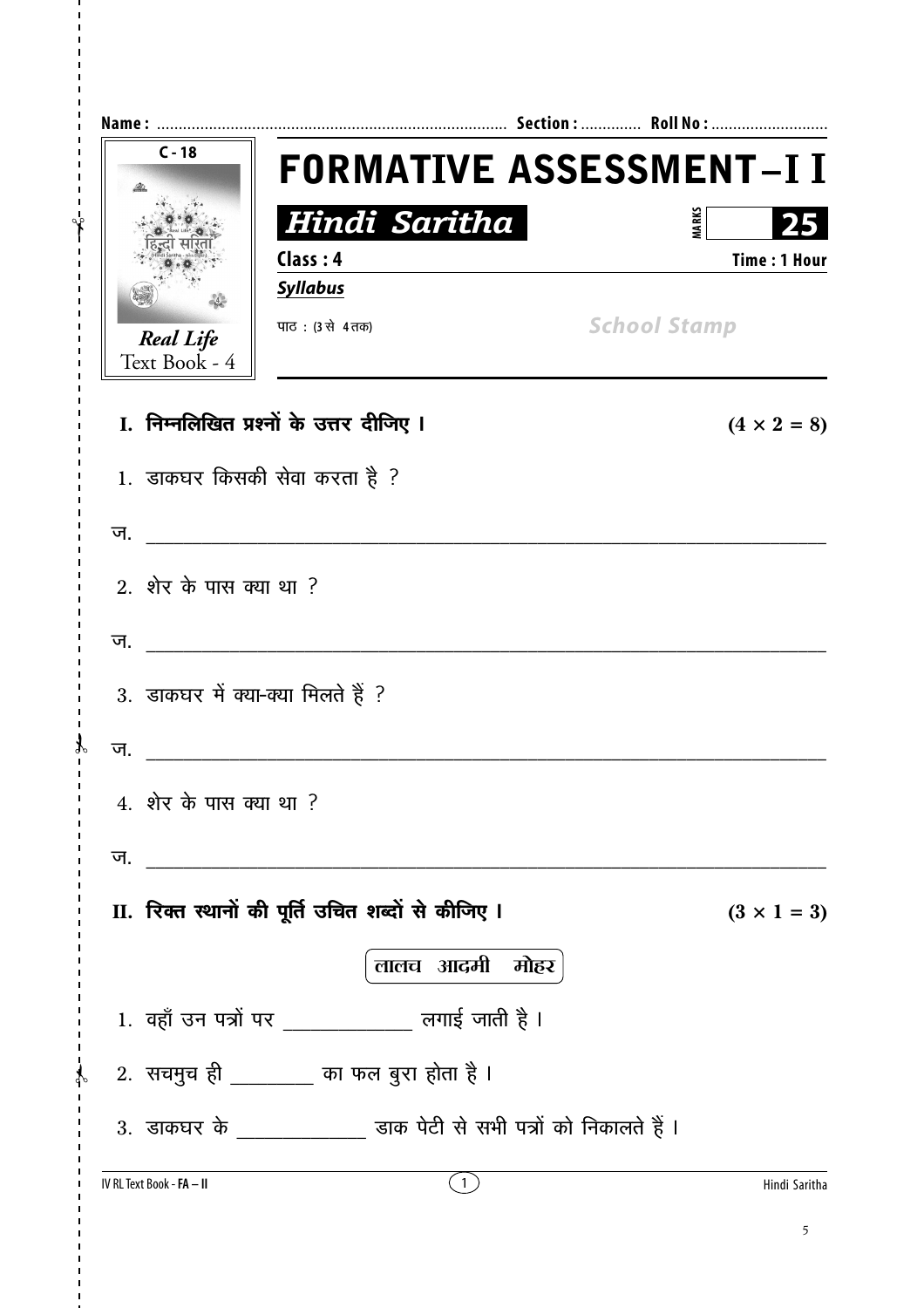Name : ................................................................................ Section : ............. Roll No : ..........................

C - 18

# FORMATIVE ASSESSMENT – I I

## *Hindi Saritha*

MARKS 25

Class : 4 Time : 1 Hour

***Syllabus***

पाठ : (3 से 4 तक)

School Stamp

*Real Life*
Text Book - 4

**I. निम्नलिखित प्रश्नों के उत्तर दीजिए ।** **(4 × 2 = 8)**

1. डाकघर किसकी सेवा करता है ?

ज. ________________________________________________________________

2. शेर के पास क्या था ?

ज. ________________________________________________________________

3. डाकघर में क्या-क्या मिलते हैं ?

ज. ________________________________________________________________

4. शेर के पास क्या था ?

ज. ________________________________________________________________

**II. रिक्त स्थानों की पूर्ति उचित शब्दों से कीजिए ।** **(3 × 1 = 3)**

लालच आदमी मोहर

1. वहाँ उन पत्रों पर ______________ लगाई जाती है ।

2. सचमुच ही _________ का फल बुरा होता है ।

3. डाकघर के ______________ डाक पेटी से सभी पत्रों को निकालते हैं ।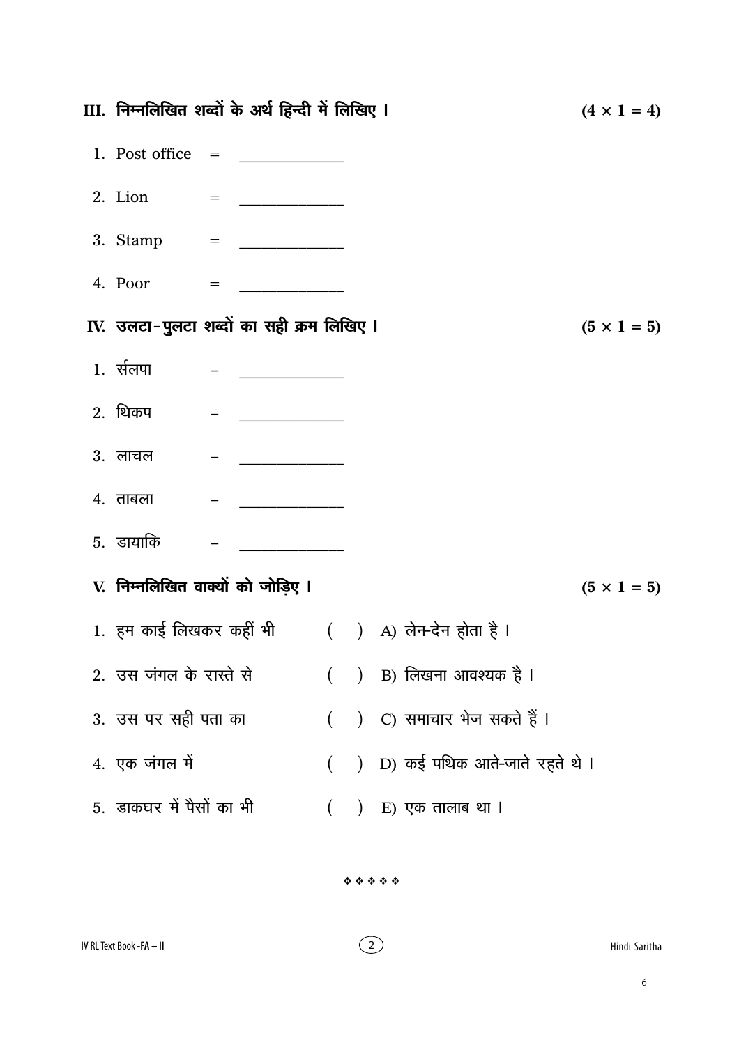## III. निम्नलिखित शब्दों के अर्थ हिन्दी में लिखिए । (4 × 1 = 4)

1. Post office = ____________
2. Lion = ____________
3. Stamp = ____________
4. Poor = ____________

## IV. उलटा-पुलटा शब्दों का सही क्रम लिखिए । (5 × 1 = 5)

1. र्सलपा – ____________
2. थिकप – ____________
3. लाचल – ____________
4. ताबला – ____________
5. डायाकि – ____________

## V. निम्नलिखित वाक्यों को जोड़िए । (5 × 1 = 5)

1. हम काई लिखकर कहीं भी ( ) A) लेन-देन होता है ।
2. उस जंगल के रास्ते से ( ) B) लिखना आवश्यक है ।
3. उस पर सही पता का ( ) C) समाचार भेज सकते हैं ।
4. एक जंगल में ( ) D) कई पथिक आते-जाते रहते थे ।
5. डाकघर में पैसों का भी ( ) E) एक तालाब था ।

❖❖❖❖❖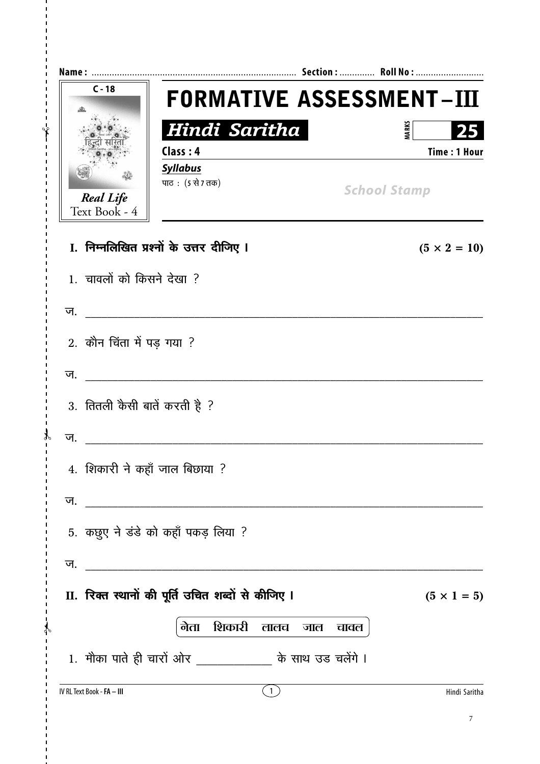**Name :** ................................................................................ **Section :** ............. **Roll No :** ...........................

C - 18

हिन्दी सरिता

*Real Life*
Text Book - 4

# FORMATIVE ASSESSMENT – III

## *Hindi Saritha*

**MARKS** 25

**Class : 4** **Time : 1 Hour**

***Syllabus***

पाठ : (5 से 7 तक)

*School Stamp*

**I. निम्नलिखित प्रश्नों के उत्तर दीजिए ।** **(5 × 2 = 10)**

1. चावलों को किसने देखा ?

ज. ____________________________________________________________

2. कौन चिंता में पड़ गया ?

ज. ____________________________________________________________

3. तितली कैसी बातें करती है ?

ज. ____________________________________________________________

4. शिकारी ने कहाँ जाल बिछाया ?

ज. ____________________________________________________________

5. कछुए ने डंडे को कहाँ पकड़ लिया ?

ज. ____________________________________________________________

**II. रिक्त स्थानों की पूर्ति उचित शब्दों से कीजिए ।** **(5 × 1 = 5)**

नेता शिकारी लालच जाल चावल

1. मौका पाते ही चारों ओर ____________ के साथ उड चलेंगे ।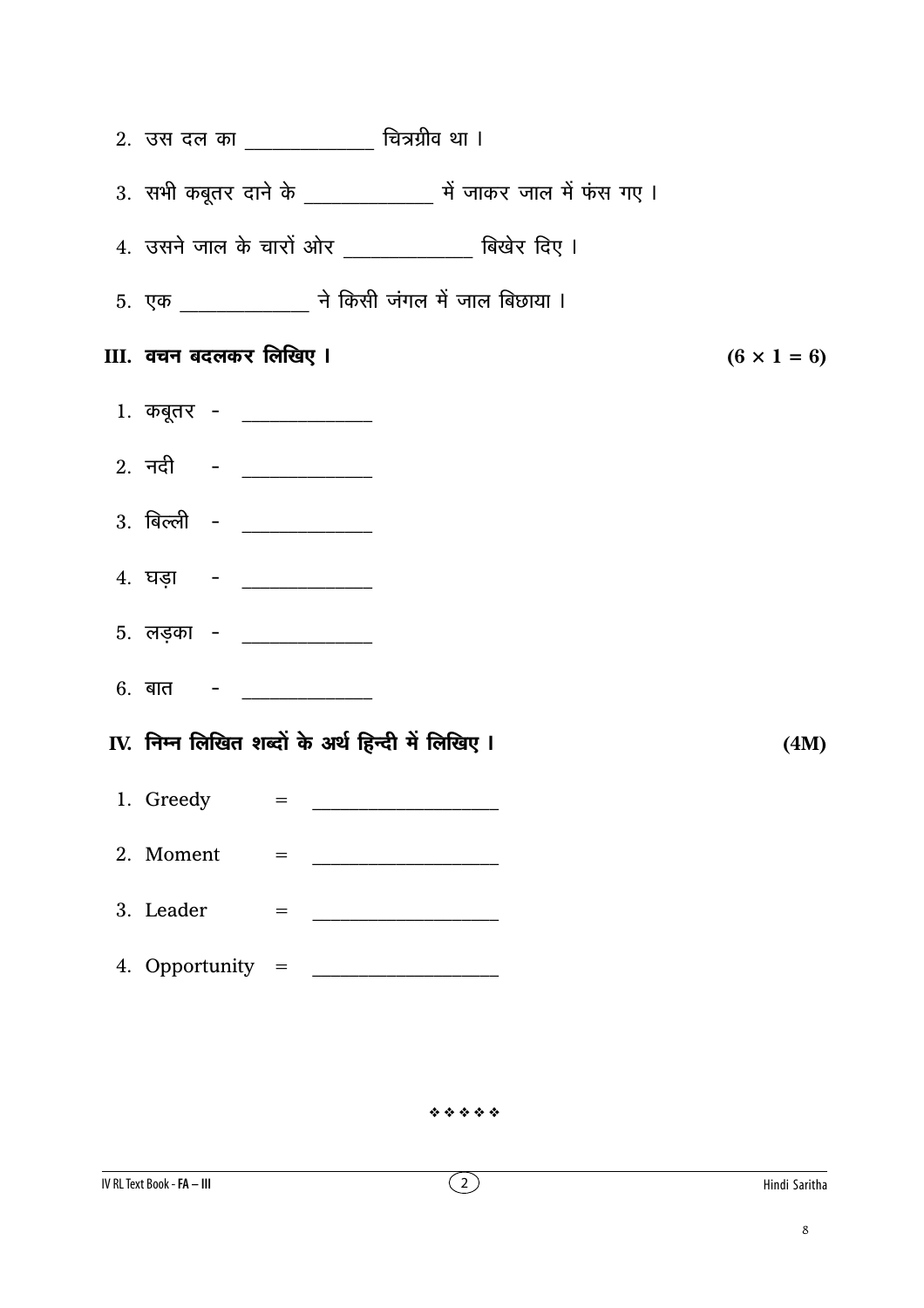2. उस दल का ______________ चित्रग्रीव था ।

3. सभी कबूतर दाने के ______________ में जाकर जाल में फंस गए ।

4. उसने जाल के चारों ओर ______________ बिखेर दिए ।

5. एक ______________ ने किसी जंगल में जाल बिछाया ।

**III. वचन बदलकर लिखिए ।** **(6 × 1 = 6)**

1. कबूतर - ______________

2. नदी - ______________

3. बिल्ली - ______________

4. घड़ा - ______________

5. लड़का - ______________

6. बात - ______________

**IV. निम्न लिखित शब्दों के अर्थ हिन्दी में लिखिए ।** **(4M)**

1. Greedy = ____________________

2. Moment = ____________________

3. Leader = ____________________

4. Opportunity = ____________________

❖❖❖❖❖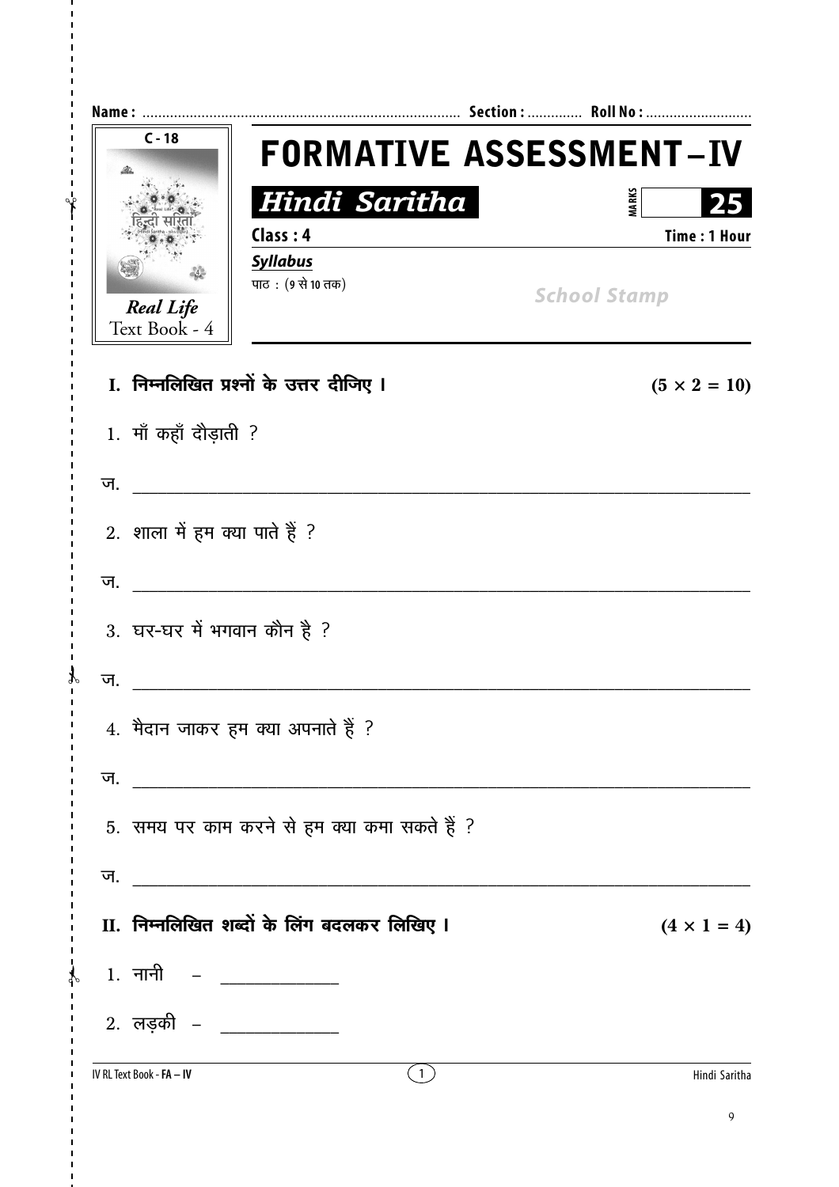**Name :** ................................................................................ **Section :** ............. **Roll No :** ..........................

C - 18

Real Life
Text Book - 4

# FORMATIVE ASSESSMENT – IV

## *Hindi Saritha*

MARKS 25

**Class : 4** **Time : 1 Hour**

***Syllabus***

पाठ : (9 से 10 तक)

School Stamp

**I. निम्नलिखित प्रश्नों के उत्तर दीजिए ।** **(5 × 2 = 10)**

1. माँ कहाँ दौड़ाती ?

ज. ______________________________________________________________________

2. शाला में हम क्या पाते हैं ?

ज. ______________________________________________________________________

3. घर-घर में भगवान कौन है ?

ज. ______________________________________________________________________

4. मैदान जाकर हम क्या अपनाते हैं ?

ज. ______________________________________________________________________

5. समय पर काम करने से हम क्या कमा सकते हैं ?

ज. ______________________________________________________________________

**II. निम्नलिखित शब्दों के लिंग बदलकर लिखिए ।** **(4 × 1 = 4)**

1. नानी – ______________

2. लड़की – ______________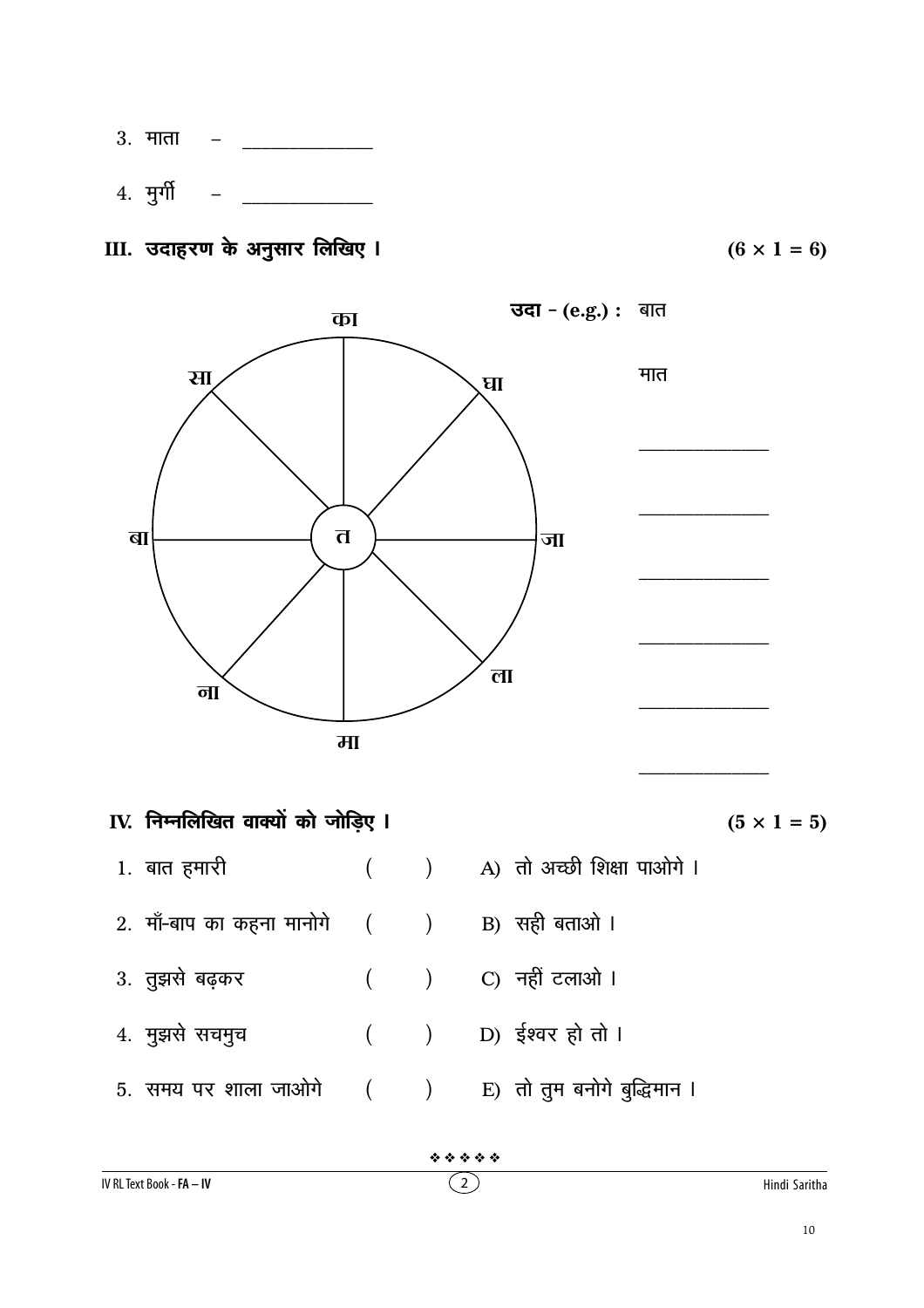3. माता – ______________

4. मुर्गी – ______________

### III. उदाहरण के अनुसार लिखिए । (6 × 1 = 6)

का

सा

घा

बा

त

जा

ना

ला

मा

**उदा – (e.g.) :** बात

मात

______________

______________

______________

______________

______________

______________

### IV. निम्नलिखित वाक्यों को जोड़िए । (5 × 1 = 5)

1. बात हमारी ( ) A) तो अच्छी शिक्षा पाओगे ।
2. माँ-बाप का कहना मानोगे ( ) B) सही बताओ ।
3. तुझसे बढ़कर ( ) C) नहीं टलाओ ।
4. मुझसे सचमुच ( ) D) ईश्वर हो तो ।
5. समय पर शाला जाओगे ( ) E) तो तुम बनोगे बुद्धिमान ।

❖ ❖ ❖ ❖ ❖